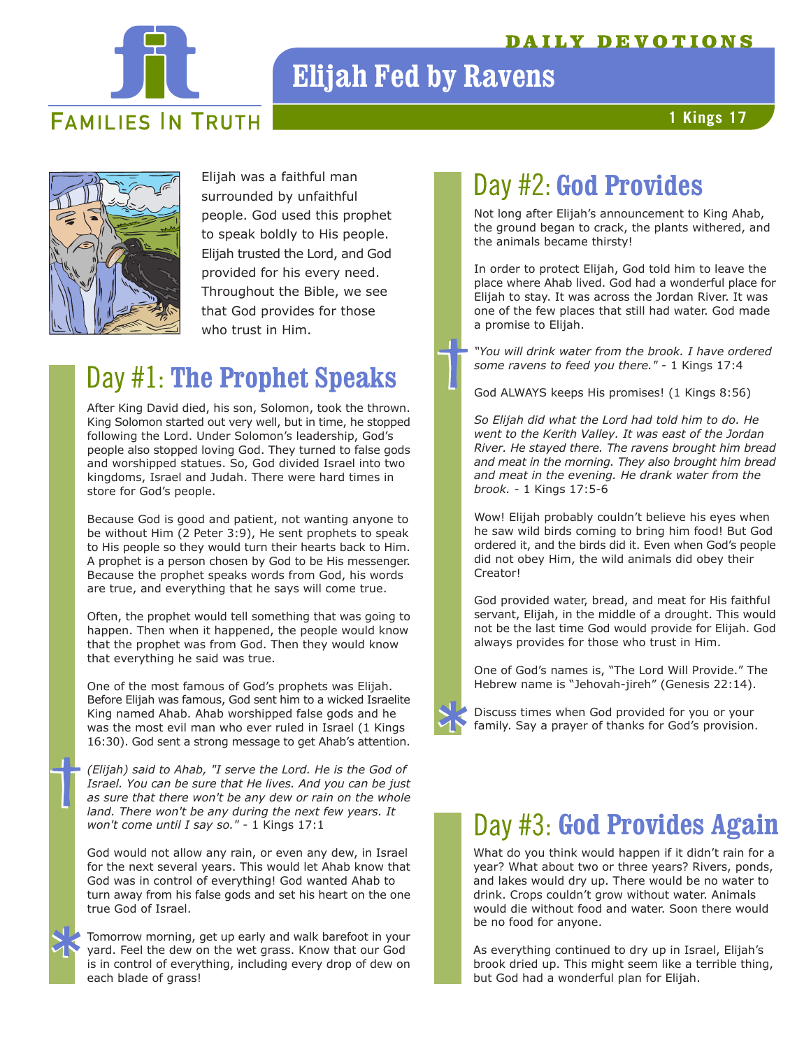# Elijah Fed by Ravens

DAILY DEVOTIONS

FAMILIES IN TRUTH

1 Kings 17

Elijah was a faithful man surrounded by unfaithful people. God used this prophet to speak boldly to His people. Elijah trusted the Lord, and God provided for his every need. Throughout the Bible, we see that God provides for those who trust in Him.

## Day #1: The Prophet Speaks

After King David died, his son, Solomon, took the thrown. King Solomon started out very well, but in time, he stopped following the Lord. Under Solomon's leadership, God's people also stopped loving God. They turned to false gods and worshipped statues. So, God divided Israel into two kingdoms, Israel and Judah. There were hard times in store for God's people.

Because God is good and patient, not wanting anyone to be without Him (2 Peter 3:9), He sent prophets to speak to His people so they would turn their hearts back to Him. A prophet is a person chosen by God to be His messenger. Because the prophet speaks words from God, his words are true, and everything that he says will come true.

Often, the prophet would tell something that was going to happen. Then when it happened, the people would know that the prophet was from God. Then they would know that everything he said was true.

One of the most famous of God's prophets was Elijah. Before Elijah was famous, God sent him to a wicked Israelite King named Ahab. Ahab worshipped false gods and he was the most evil man who ever ruled in Israel (1 Kings 16:30). God sent a strong message to get Ahab's attention.

*(Elijah) said to Ahab, "I serve the Lord. He is the God of Israel. You can be sure that He lives. And you can be just as sure that there won't be any dew or rain on the whole land. There won't be any during the next few years. It won't come until I say so."* - 1 Kings 17:1

God would not allow any rain, or even any dew, in Israel for the next several years. This would let Ahab know that God was in control of everything! God wanted Ahab to turn away from his false gods and set his heart on the one true God of Israel.

Tomorrow morning, get up early and walk barefoot in your yard. Feel the dew on the wet grass. Know that our God is in control of everything, including every drop of dew on each blade of grass!

## Day #2: God Provides

Not long after Elijah's announcement to King Ahab, the ground began to crack, the plants withered, and the animals became thirsty!

In order to protect Elijah, God told him to leave the place where Ahab lived. God had a wonderful place for Elijah to stay. It was across the Jordan River. It was one of the few places that still had water. God made a promise to Elijah.

*"You will drink water from the brook. I have ordered some ravens to feed you there."* - 1 Kings 17:4

God ALWAYS keeps His promises! (1 Kings 8:56)

*So Elijah did what the Lord had told him to do. He went to the Kerith Valley. It was east of the Jordan River. He stayed there. The ravens brought him bread and meat in the morning. They also brought him bread and meat in the evening. He drank water from the brook.* - 1 Kings 17:5-6

Wow! Elijah probably couldn't believe his eyes when he saw wild birds coming to bring him food! But God ordered it, and the birds did it. Even when God's people did not obey Him, the wild animals did obey their Creator!

God provided water, bread, and meat for His faithful servant, Elijah, in the middle of a drought. This would not be the last time God would provide for Elijah. God always provides for those who trust in Him.

One of God's names is, "The Lord Will Provide." The Hebrew name is "Jehovah-jireh" (Genesis 22:14).

Discuss times when God provided for you or your family. Say a prayer of thanks for God's provision.

## Day #3: God Provides Again

What do you think would happen if it didn't rain for a year? What about two or three years? Rivers, ponds, and lakes would dry up. There would be no water to drink. Crops couldn't grow without water. Animals would die without food and water. Soon there would be no food for anyone.

As everything continued to dry up in Israel, Elijah's brook dried up. This might seem like a terrible thing, but God had a wonderful plan for Elijah.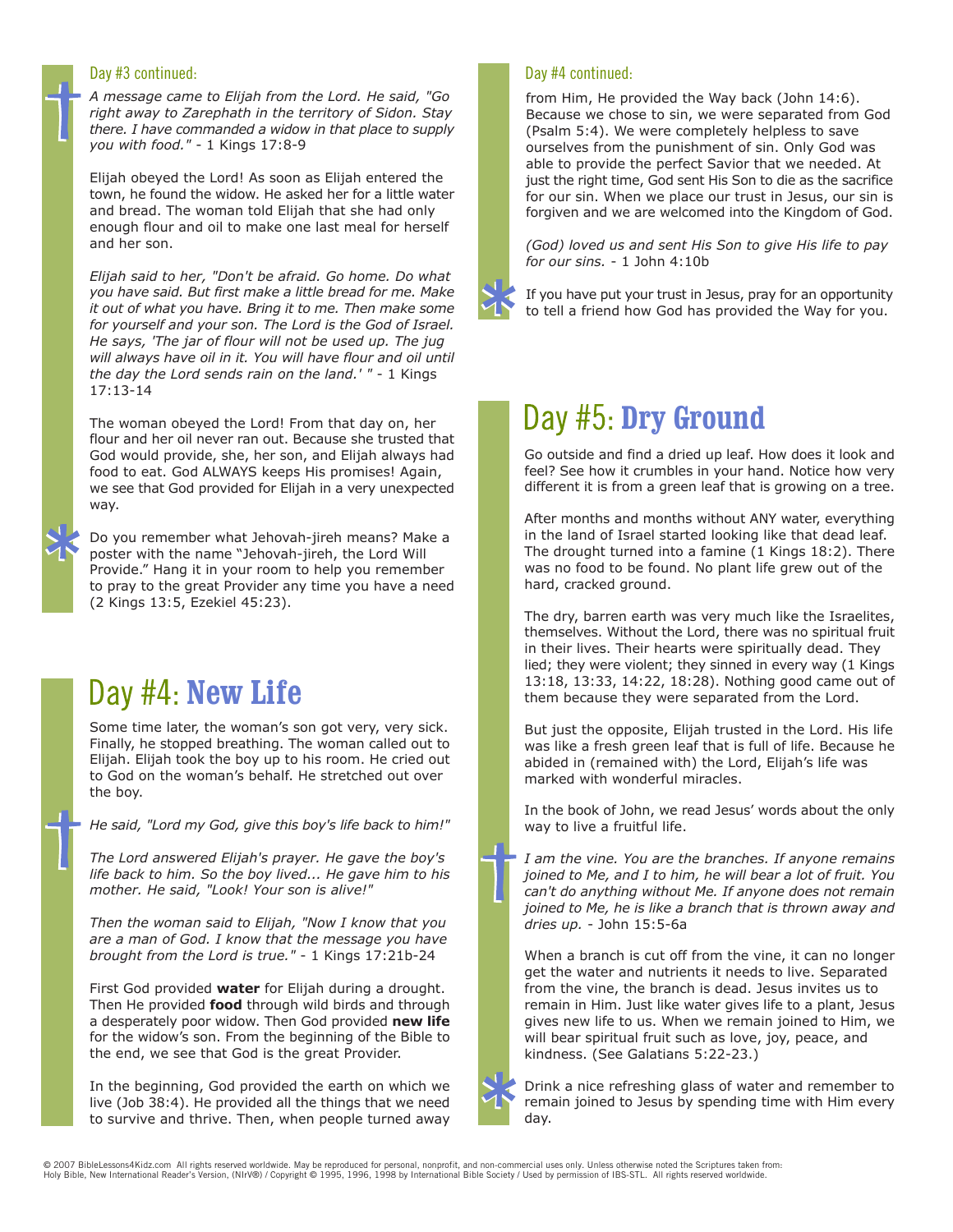### Day #3 continued:

*A message came to Elijah from the Lord. He said, "Go right away to Zarephath in the territory of Sidon. Stay there. I have commanded a widow in that place to supply you with food."* - 1 Kings 17:8-9

Elijah obeyed the Lord! As soon as Elijah entered the town, he found the widow. He asked her for a little water and bread. The woman told Elijah that she had only enough flour and oil to make one last meal for herself and her son.

*Elijah said to her, "Don't be afraid. Go home. Do what you have said. But first make a little bread for me. Make it out of what you have. Bring it to me. Then make some for yourself and your son. The Lord is the God of Israel. He says, 'The jar of flour will not be used up. The jug will always have oil in it. You will have flour and oil until the day the Lord sends rain on the land.' "* - 1 Kings 17:13-14

The woman obeyed the Lord! From that day on, her flour and her oil never ran out. Because she trusted that God would provide, she, her son, and Elijah always had food to eat. God ALWAYS keeps His promises! Again, we see that God provided for Elijah in a very unexpected way.

Do you remember what Jehovah-jireh means? Make a poster with the name "Jehovah-jireh, the Lord Will Provide." Hang it in your room to help you remember to pray to the great Provider any time you have a need (2 Kings 13:5, Ezekiel 45:23).

## Day #4: **New Life**

Some time later, the woman's son got very, very sick. Finally, he stopped breathing. The woman called out to Elijah. Elijah took the boy up to his room. He cried out to God on the woman's behalf. He stretched out over the boy.

*He said, "Lord my God, give this boy's life back to him!"*

*The Lord answered Elijah's prayer. He gave the boy's life back to him. So the boy lived... He gave him to his mother. He said, "Look! Your son is alive!"*

*Then the woman said to Elijah, "Now I know that you are a man of God. I know that the message you have brought from the Lord is true."* - 1 Kings 17:21b-24

First God provided **water** for Elijah during a drought. Then He provided **food** through wild birds and through a desperately poor widow. Then God provided **new life** for the widow's son. From the beginning of the Bible to the end, we see that God is the great Provider.

In the beginning, God provided the earth on which we live (Job 38:4). He provided all the things that we need to survive and thrive. Then, when people turned away from Him, He provided the Way back (John 14:6). Because we chose to sin, we were separated from God (Psalm 5:4). We were completely helpless to save ourselves from the punishment of sin. Only God was able to provide the perfect Savior that we needed. At just the right time, God sent His Son to die as the sacrifice for our sin. When we place our trust in Jesus, our sin is forgiven and we are welcomed into the Kingdom of God.

*(God) loved us and sent His Son to give His life to pay for our sins.* - 1 John 4:10b

If you have put your trust in Jesus, pray for an opportunity to tell a friend how God has provided the Way for you.

## Day #5: **Dry Ground**

Go outside and find a dried up leaf. How does it look and feel? See how it crumbles in your hand. Notice how very different it is from a green leaf that is growing on a tree.

After months and months without ANY water, everything in the land of Israel started looking like that dead leaf. The drought turned into a famine (1 Kings 18:2). There was no food to be found. No plant life grew out of the hard, cracked ground.

The dry, barren earth was very much like the Israelites, themselves. Without the Lord, there was no spiritual fruit in their lives. Their hearts were spiritually dead. They lied; they were violent; they sinned in every way (1 Kings 13:18, 13:33, 14:22, 18:28). Nothing good came out of them because they were separated from the Lord.

But just the opposite, Elijah trusted in the Lord. His life was like a fresh green leaf that is full of life. Because he abided in (remained with) the Lord, Elijah's life was marked with wonderful miracles.

In the book of John, we read Jesus' words about the only way to live a fruitful life.

*I am the vine. You are the branches. If anyone remains joined to Me, and I to him, he will bear a lot of fruit. You can't do anything without Me. If anyone does not remain joined to Me, he is like a branch that is thrown away and dries up.* - John 15:5-6a

When a branch is cut off from the vine, it can no longer get the water and nutrients it needs to live. Separated from the vine, the branch is dead. Jesus invites us to remain in Him. Just like water gives life to a plant, Jesus gives new life to us. When we remain joined to Him, we will bear spiritual fruit such as love, joy, peace, and kindness. (See Galatians 5:22-23.)

Drink a nice refreshing glass of water and remember to remain joined to Jesus by spending time with Him every day.

© 2007 BibleLessons4Kidz.com All rights reserved worldwide. May be reproduced for personal, nonprofit, and non-commercial uses only. Unless otherwise noted the Scriptures taken from: Holy Bible, New International Reader's Version, (NIrV®) / Copyright © 1995, 1996, 1998 by International Bible Society / Used by permission of IBS-STL. All rights reserved worldwide.